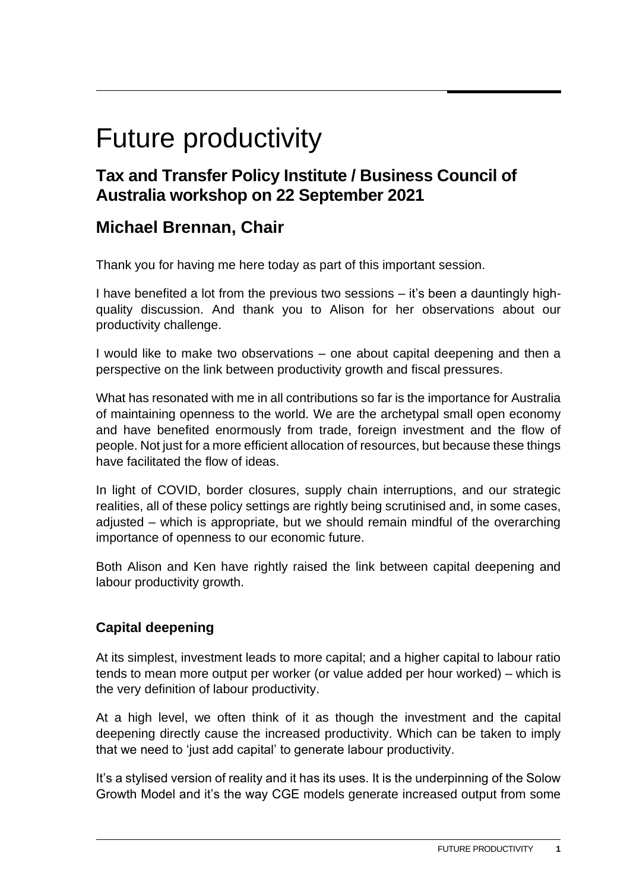# Future productivity

## Tax and Transfer Policy Institute / Business Council of Australia workshop on 22 September 2021

## Michael Brennan, Chair

Thank you for having me here today as part of this important session.

I have benefited a lot from the previous two sessions – it's been a dauntingly high-quality discussion. And thank you to Alison for her observations about our productivity challenge.

I would like to make two observations – one about capital deepening and then a perspective on the link between productivity growth and fiscal pressures.

What has resonated with me in all contributions so far is the importance for Australia of maintaining openness to the world. We are the archetypal small open economy and have benefited enormously from trade, foreign investment and the flow of people. Not just for a more efficient allocation of resources, but because these things have facilitated the flow of ideas.

In light of COVID, border closures, supply chain interruptions, and our strategic realities, all of these policy settings are rightly being scrutinised and, in some cases, adjusted – which is appropriate, but we should remain mindful of the overarching importance of openness to our economic future.

Both Alison and Ken have rightly raised the link between capital deepening and labour productivity growth.

### Capital deepening

At its simplest, investment leads to more capital; and a higher capital to labour ratio tends to mean more output per worker (or value added per hour worked) – which is the very definition of labour productivity.

At a high level, we often think of it as though the investment and the capital deepening directly cause the increased productivity. Which can be taken to imply that we need to 'just add capital' to generate labour productivity.

It's a stylised version of reality and it has its uses. It is the underpinning of the Solow Growth Model and it's the way CGE models generate increased output from some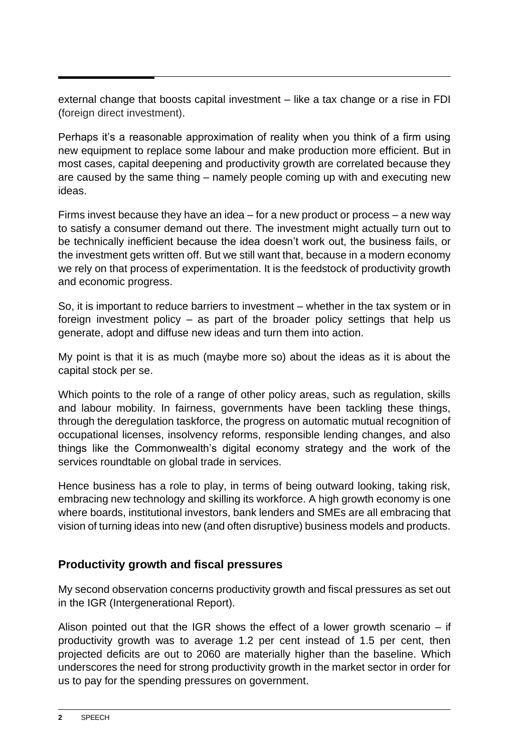external change that boosts capital investment – like a tax change or a rise in FDI (foreign direct investment).

Perhaps it's a reasonable approximation of reality when you think of a firm using new equipment to replace some labour and make production more efficient. But in most cases, capital deepening and productivity growth are correlated because they are caused by the same thing – namely people coming up with and executing new ideas.

Firms invest because they have an idea – for a new product or process – a new way to satisfy a consumer demand out there. The investment might actually turn out to be technically inefficient because the idea doesn't work out, the business fails, or the investment gets written off. But we still want that, because in a modern economy we rely on that process of experimentation. It is the feedstock of productivity growth and economic progress.

So, it is important to reduce barriers to investment – whether in the tax system or in foreign investment policy – as part of the broader policy settings that help us generate, adopt and diffuse new ideas and turn them into action.

My point is that it is as much (maybe more so) about the ideas as it is about the capital stock per se.

Which points to the role of a range of other policy areas, such as regulation, skills and labour mobility. In fairness, governments have been tackling these things, through the deregulation taskforce, the progress on automatic mutual recognition of occupational licenses, insolvency reforms, responsible lending changes, and also things like the Commonwealth's digital economy strategy and the work of the services roundtable on global trade in services.

Hence business has a role to play, in terms of being outward looking, taking risk, embracing new technology and skilling its workforce. A high growth economy is one where boards, institutional investors, bank lenders and SMEs are all embracing that vision of turning ideas into new (and often disruptive) business models and products.

## Productivity growth and fiscal pressures

My second observation concerns productivity growth and fiscal pressures as set out in the IGR (Intergenerational Report).

Alison pointed out that the IGR shows the effect of a lower growth scenario – if productivity growth was to average 1.2 per cent instead of 1.5 per cent, then projected deficits are out to 2060 are materially higher than the baseline. Which underscores the need for strong productivity growth in the market sector in order for us to pay for the spending pressures on government.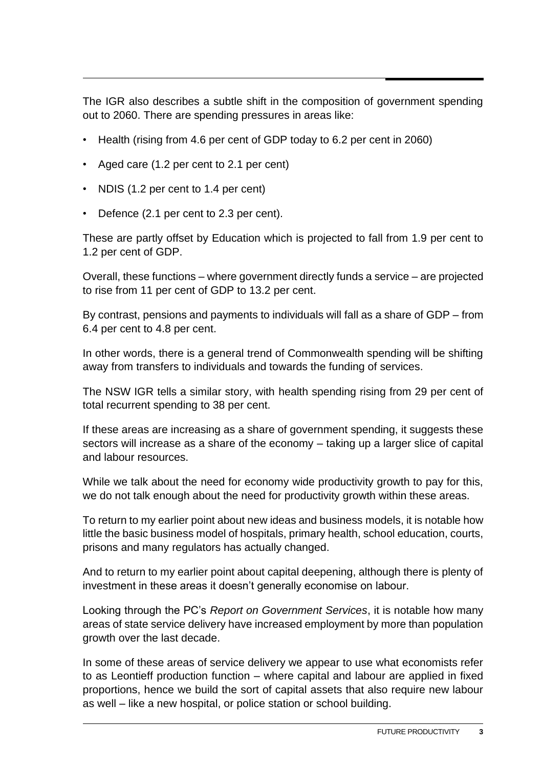The IGR also describes a subtle shift in the composition of government spending out to 2060. There are spending pressures in areas like:

- Health (rising from 4.6 per cent of GDP today to 6.2 per cent in 2060)
- Aged care (1.2 per cent to 2.1 per cent)
- NDIS (1.2 per cent to 1.4 per cent)
- Defence (2.1 per cent to 2.3 per cent).

These are partly offset by Education which is projected to fall from 1.9 per cent to 1.2 per cent of GDP.

Overall, these functions – where government directly funds a service – are projected to rise from 11 per cent of GDP to 13.2 per cent.

By contrast, pensions and payments to individuals will fall as a share of GDP – from 6.4 per cent to 4.8 per cent.

In other words, there is a general trend of Commonwealth spending will be shifting away from transfers to individuals and towards the funding of services.

The NSW IGR tells a similar story, with health spending rising from 29 per cent of total recurrent spending to 38 per cent.

If these areas are increasing as a share of government spending, it suggests these sectors will increase as a share of the economy – taking up a larger slice of capital and labour resources.

While we talk about the need for economy wide productivity growth to pay for this, we do not talk enough about the need for productivity growth within these areas.

To return to my earlier point about new ideas and business models, it is notable how little the basic business model of hospitals, primary health, school education, courts, prisons and many regulators has actually changed.

And to return to my earlier point about capital deepening, although there is plenty of investment in these areas it doesn't generally economise on labour.

Looking through the PC's *Report on Government Services*, it is notable how many areas of state service delivery have increased employment by more than population growth over the last decade.

In some of these areas of service delivery we appear to use what economists refer to as Leontieff production function – where capital and labour are applied in fixed proportions, hence we build the sort of capital assets that also require new labour as well – like a new hospital, or police station or school building.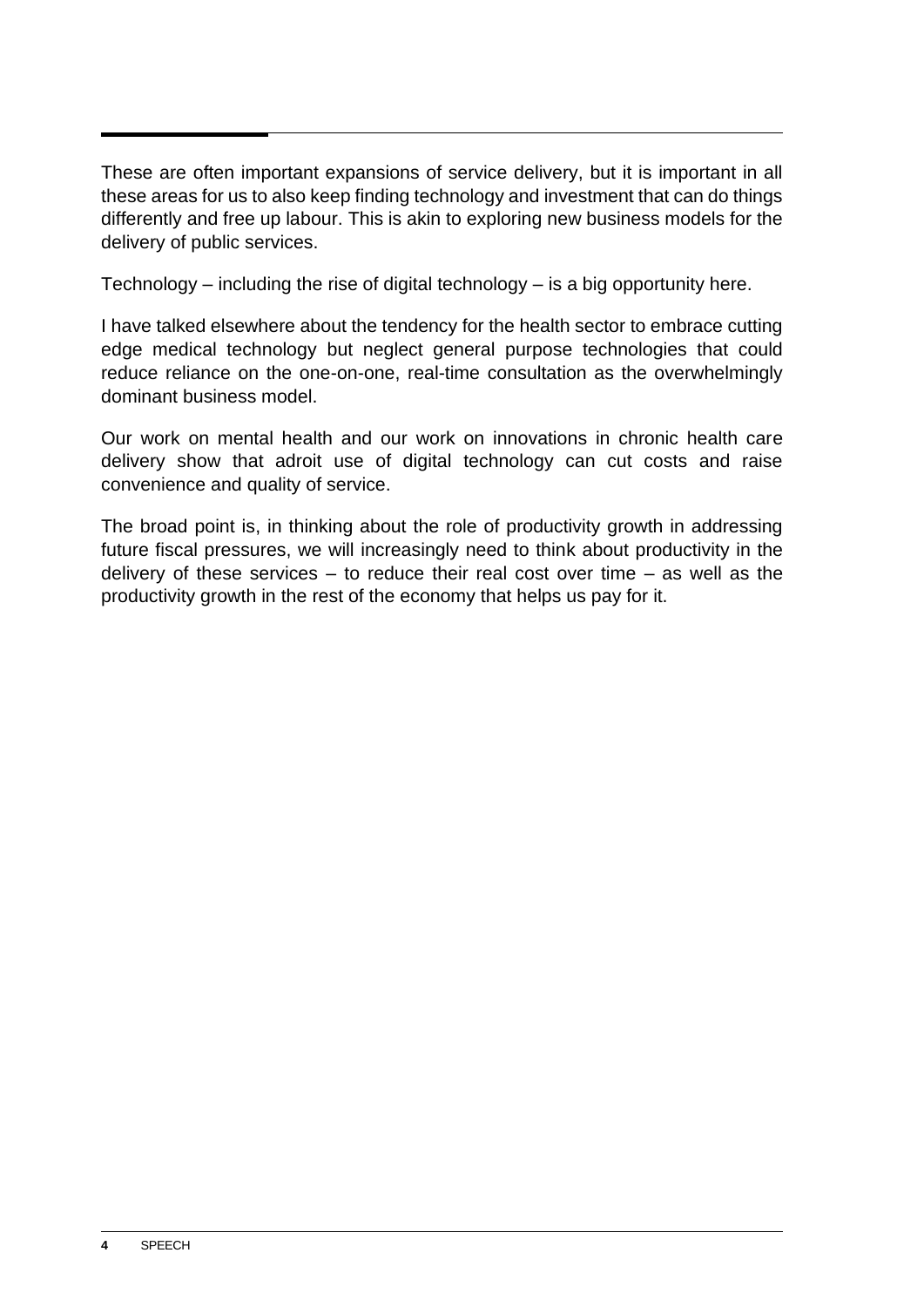These are often important expansions of service delivery, but it is important in all these areas for us to also keep finding technology and investment that can do things differently and free up labour. This is akin to exploring new business models for the delivery of public services.

Technology – including the rise of digital technology – is a big opportunity here.

I have talked elsewhere about the tendency for the health sector to embrace cutting edge medical technology but neglect general purpose technologies that could reduce reliance on the one-on-one, real-time consultation as the overwhelmingly dominant business model.

Our work on mental health and our work on innovations in chronic health care delivery show that adroit use of digital technology can cut costs and raise convenience and quality of service.

The broad point is, in thinking about the role of productivity growth in addressing future fiscal pressures, we will increasingly need to think about productivity in the delivery of these services – to reduce their real cost over time – as well as the productivity growth in the rest of the economy that helps us pay for it.